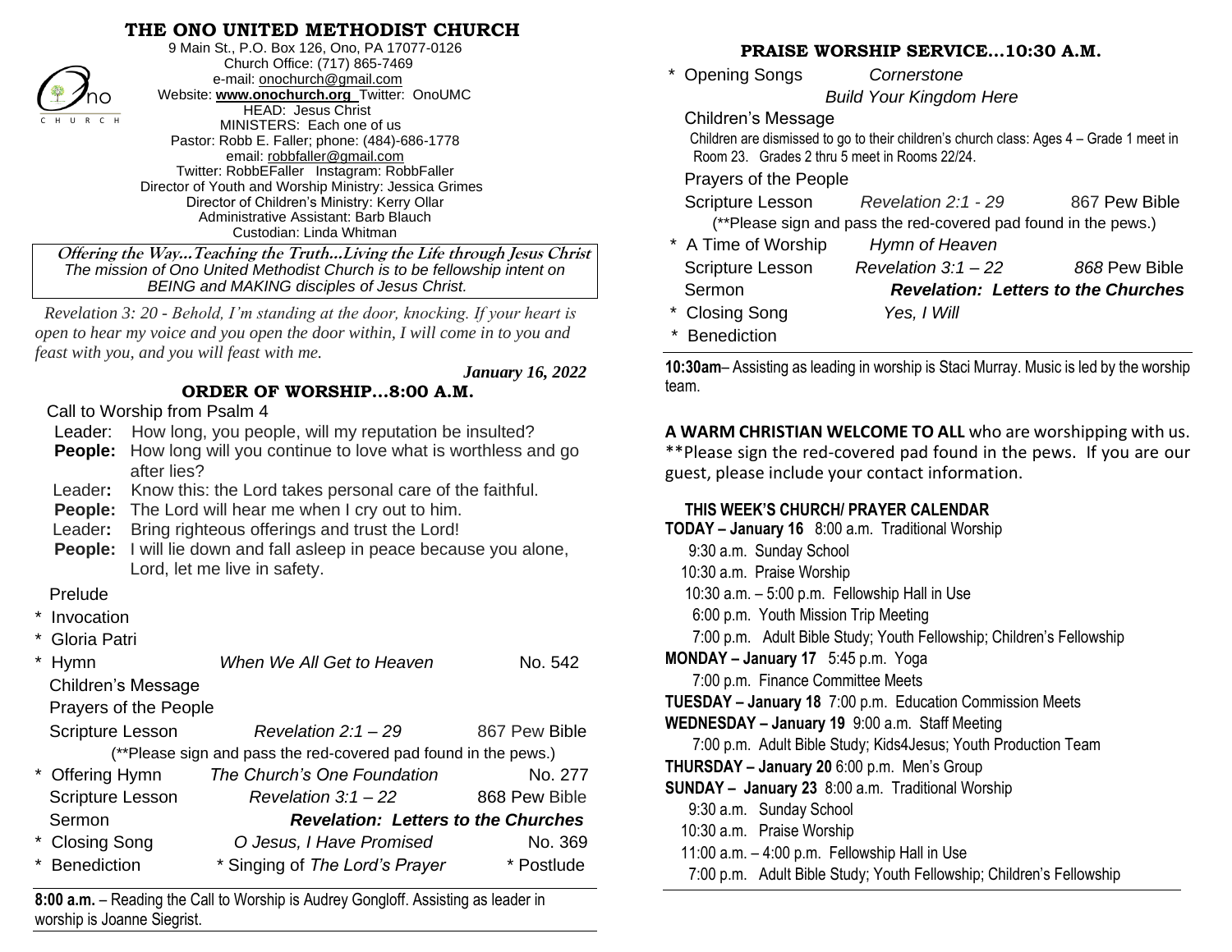# THE ONO UNITED METHODIST CHURCH

9 Main St., P.O. Box 126, Ono, PA 17077-0126
Church Office: (717) 865-7469
e-mail: onochurch@gmail.com
Website: **www.onochurch.org** Twitter: OnoUMC
HEAD: Jesus Christ
MINISTERS: Each one of us
Pastor: Robb E. Faller; phone: (484)-686-1778
email: robbfaller@gmail.com
Twitter: RobbEFaller Instagram: RobbFaller
Director of Youth and Worship Ministry: Jessica Grimes
Director of Children's Ministry: Kerry Ollar
Administrative Assistant: Barb Blauch
Custodian: Linda Whitman

**Offering the Way…Teaching the Truth…Living the Life through Jesus Christ**
*The mission of Ono United Methodist Church is to be fellowship intent on BEING and MAKING disciples of Jesus Christ.*

*Revelation 3: 20 - Behold, I'm standing at the door, knocking. If your heart is open to hear my voice and you open the door within, I will come in to you and feast with you, and you will feast with me.*

***January 16, 2022***

## ORDER OF WORSHIP…8:00 A.M.

Call to Worship from Psalm 4

Leader: How long, you people, will my reputation be insulted?
**People:** How long will you continue to love what is worthless and go after lies?
Leader**:** Know this: the Lord takes personal care of the faithful.
**People:** The Lord will hear me when I cry out to him.
Leader**:** Bring righteous offerings and trust the Lord!
**People:** I will lie down and fall asleep in peace because you alone, Lord, let me live in safety.

Prelude
\* Invocation
\* Gloria Patri
\* Hymn — *When We All Get to Heaven* — No. 542
Children's Message
Prayers of the People
Scripture Lesson — *Revelation 2:1 – 29* — 867 Pew Bible
(**Please sign and pass the red-covered pad found in the pews.)
\* Offering Hymn — *The Church's One Foundation* — No. 277
Scripture Lesson — *Revelation 3:1 – 22* — 868 Pew Bible
Sermon — ***Revelation: Letters to the Churches***
\* Closing Song — *O Jesus, I Have Promised* — No. 369
\* Benediction — \* Singing of *The Lord's Prayer* — \* Postlude

**8:00 a.m.** – Reading the Call to Worship is Audrey Gongloff. Assisting as leader in worship is Joanne Siegrist.

## PRAISE WORSHIP SERVICE…10:30 A.M.

\* Opening Songs — *Cornerstone*
*Build Your Kingdom Here*
Children's Message
Children are dismissed to go to their children's church class: Ages 4 – Grade 1 meet in Room 23. Grades 2 thru 5 meet in Rooms 22/24.
Prayers of the People
Scripture Lesson — *Revelation 2:1 - 29* — 867 Pew Bible
(**Please sign and pass the red-covered pad found in the pews.)
\* A Time of Worship — *Hymn of Heaven*
Scripture Lesson — *Revelation 3:1 – 22* — *868* Pew Bible
Sermon — ***Revelation: Letters to the Churches***
\* Closing Song — *Yes, I Will*
\* Benediction

**10:30am**– Assisting as leading in worship is Staci Murray. Music is led by the worship team.

**A WARM CHRISTIAN WELCOME TO ALL** who are worshipping with us. **Please sign the red-covered pad found in the pews. If you are our guest, please include your contact information.

### THIS WEEK'S CHURCH/ PRAYER CALENDAR

**TODAY – January 16** 8:00 a.m. Traditional Worship
9:30 a.m. Sunday School
10:30 a.m. Praise Worship
10:30 a.m. – 5:00 p.m. Fellowship Hall in Use
6:00 p.m. Youth Mission Trip Meeting
7:00 p.m. Adult Bible Study; Youth Fellowship; Children's Fellowship

**MONDAY – January 17** 5:45 p.m. Yoga
7:00 p.m. Finance Committee Meets

**TUESDAY – January 18** 7:00 p.m. Education Commission Meets

**WEDNESDAY – January 19** 9:00 a.m. Staff Meeting
7:00 p.m. Adult Bible Study; Kids4Jesus; Youth Production Team

**THURSDAY – January 20** 6:00 p.m. Men's Group

**SUNDAY – January 23** 8:00 a.m. Traditional Worship
9:30 a.m. Sunday School
10:30 a.m. Praise Worship
11:00 a.m. – 4:00 p.m. Fellowship Hall in Use
7:00 p.m. Adult Bible Study; Youth Fellowship; Children's Fellowship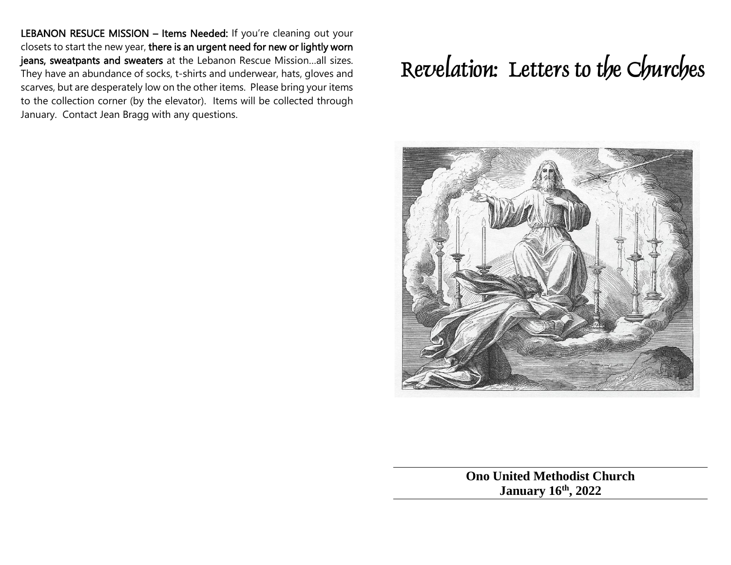**LEBANON RESUCE MISSION – Items Needed:** If you're cleaning out your closets to start the new year, **there is an urgent need for new or lightly worn jeans, sweatpants and sweaters** at the Lebanon Rescue Mission…all sizes. They have an abundance of socks, t-shirts and underwear, hats, gloves and scarves, but are desperately low on the other items. Please bring your items to the collection corner (by the elevator). Items will be collected through January. Contact Jean Bragg with any questions.

# Revelation: Letters to the Churches

**Ono United Methodist Church**
**January 16th, 2022**